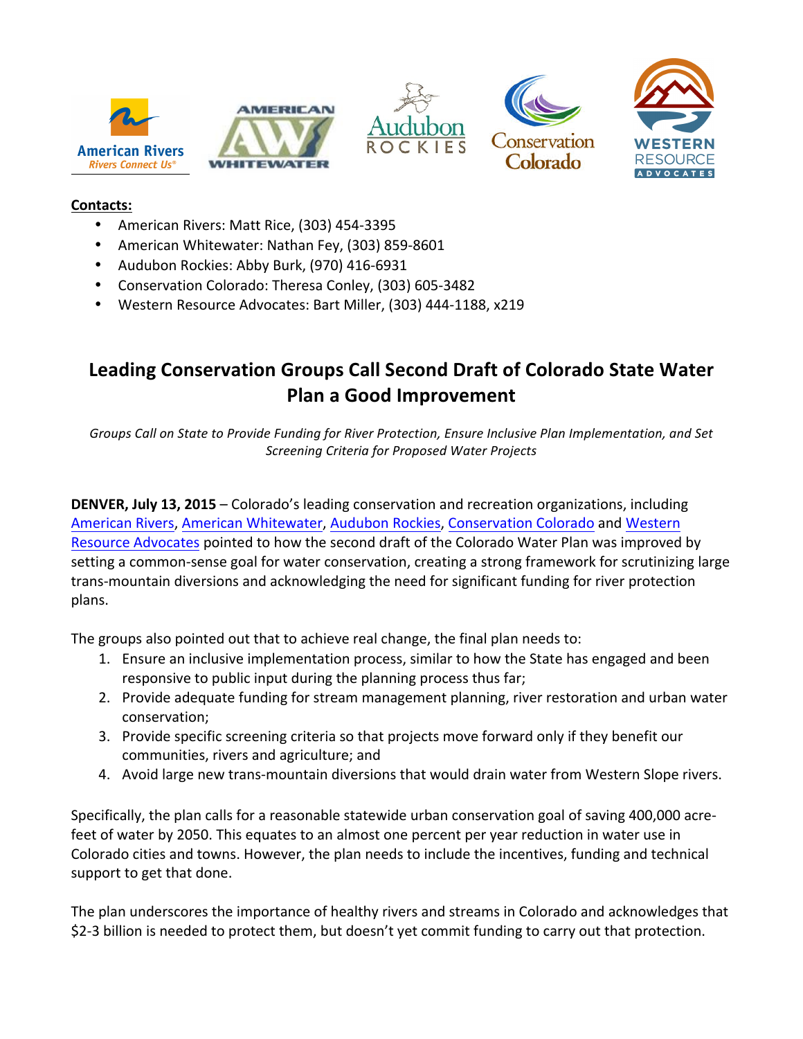**Contacts:**

- American Rivers: Matt Rice, (303) 454-3395
- American Whitewater: Nathan Fey, (303) 859-8601
- Audubon Rockies: Abby Burk, (970) 416-6931
- Conservation Colorado: Theresa Conley, (303) 605-3482
- Western Resource Advocates: Bart Miller, (303) 444-1188, x219

# Leading Conservation Groups Call Second Draft of Colorado State Water Plan a Good Improvement

*Groups Call on State to Provide Funding for River Protection, Ensure Inclusive Plan Implementation, and Set Screening Criteria for Proposed Water Projects*

**DENVER, July 13, 2015** – Colorado's leading conservation and recreation organizations, including American Rivers, American Whitewater, Audubon Rockies, Conservation Colorado and Western Resource Advocates pointed to how the second draft of the Colorado Water Plan was improved by setting a common-sense goal for water conservation, creating a strong framework for scrutinizing large trans-mountain diversions and acknowledging the need for significant funding for river protection plans.

The groups also pointed out that to achieve real change, the final plan needs to:

1. Ensure an inclusive implementation process, similar to how the State has engaged and been responsive to public input during the planning process thus far;
2. Provide adequate funding for stream management planning, river restoration and urban water conservation;
3. Provide specific screening criteria so that projects move forward only if they benefit our communities, rivers and agriculture; and
4. Avoid large new trans-mountain diversions that would drain water from Western Slope rivers.

Specifically, the plan calls for a reasonable statewide urban conservation goal of saving 400,000 acre-feet of water by 2050. This equates to an almost one percent per year reduction in water use in Colorado cities and towns. However, the plan needs to include the incentives, funding and technical support to get that done.

The plan underscores the importance of healthy rivers and streams in Colorado and acknowledges that $2-3 billion is needed to protect them, but doesn't yet commit funding to carry out that protection.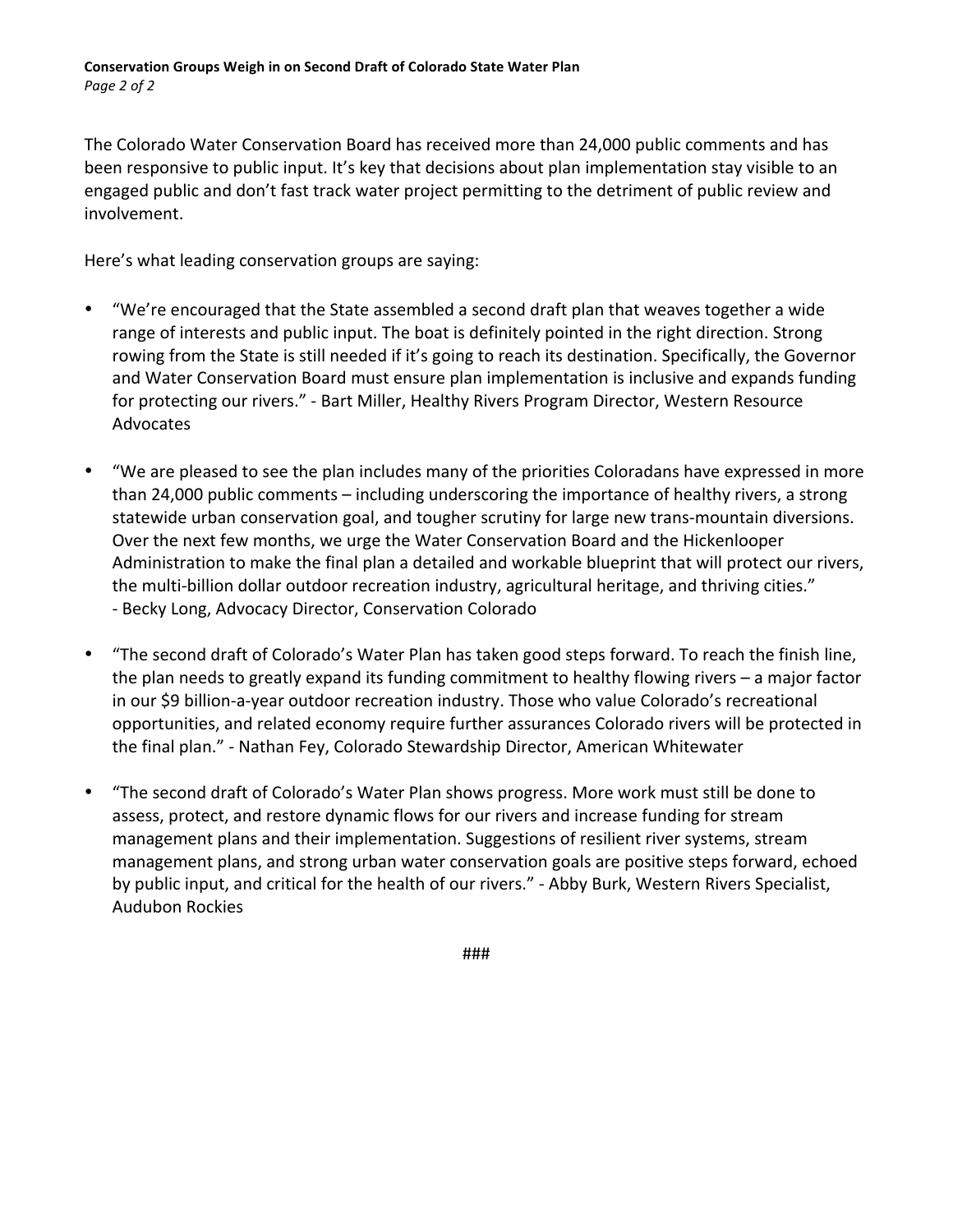The Colorado Water Conservation Board has received more than 24,000 public comments and has been responsive to public input. It's key that decisions about plan implementation stay visible to an engaged public and don't fast track water project permitting to the detriment of public review and involvement.

Here's what leading conservation groups are saying:

- "We're encouraged that the State assembled a second draft plan that weaves together a wide range of interests and public input. The boat is definitely pointed in the right direction. Strong rowing from the State is still needed if it's going to reach its destination. Specifically, the Governor and Water Conservation Board must ensure plan implementation is inclusive and expands funding for protecting our rivers." - Bart Miller, Healthy Rivers Program Director, Western Resource Advocates

- "We are pleased to see the plan includes many of the priorities Coloradans have expressed in more than 24,000 public comments – including underscoring the importance of healthy rivers, a strong statewide urban conservation goal, and tougher scrutiny for large new trans-mountain diversions. Over the next few months, we urge the Water Conservation Board and the Hickenlooper Administration to make the final plan a detailed and workable blueprint that will protect our rivers, the multi-billion dollar outdoor recreation industry, agricultural heritage, and thriving cities." - Becky Long, Advocacy Director, Conservation Colorado

- "The second draft of Colorado's Water Plan has taken good steps forward. To reach the finish line, the plan needs to greatly expand its funding commitment to healthy flowing rivers – a major factor in our $9 billion-a-year outdoor recreation industry. Those who value Colorado's recreational opportunities, and related economy require further assurances Colorado rivers will be protected in the final plan." - Nathan Fey, Colorado Stewardship Director, American Whitewater

- "The second draft of Colorado's Water Plan shows progress. More work must still be done to assess, protect, and restore dynamic flows for our rivers and increase funding for stream management plans and their implementation. Suggestions of resilient river systems, stream management plans, and strong urban water conservation goals are positive steps forward, echoed by public input, and critical for the health of our rivers." - Abby Burk, Western Rivers Specialist, Audubon Rockies

###